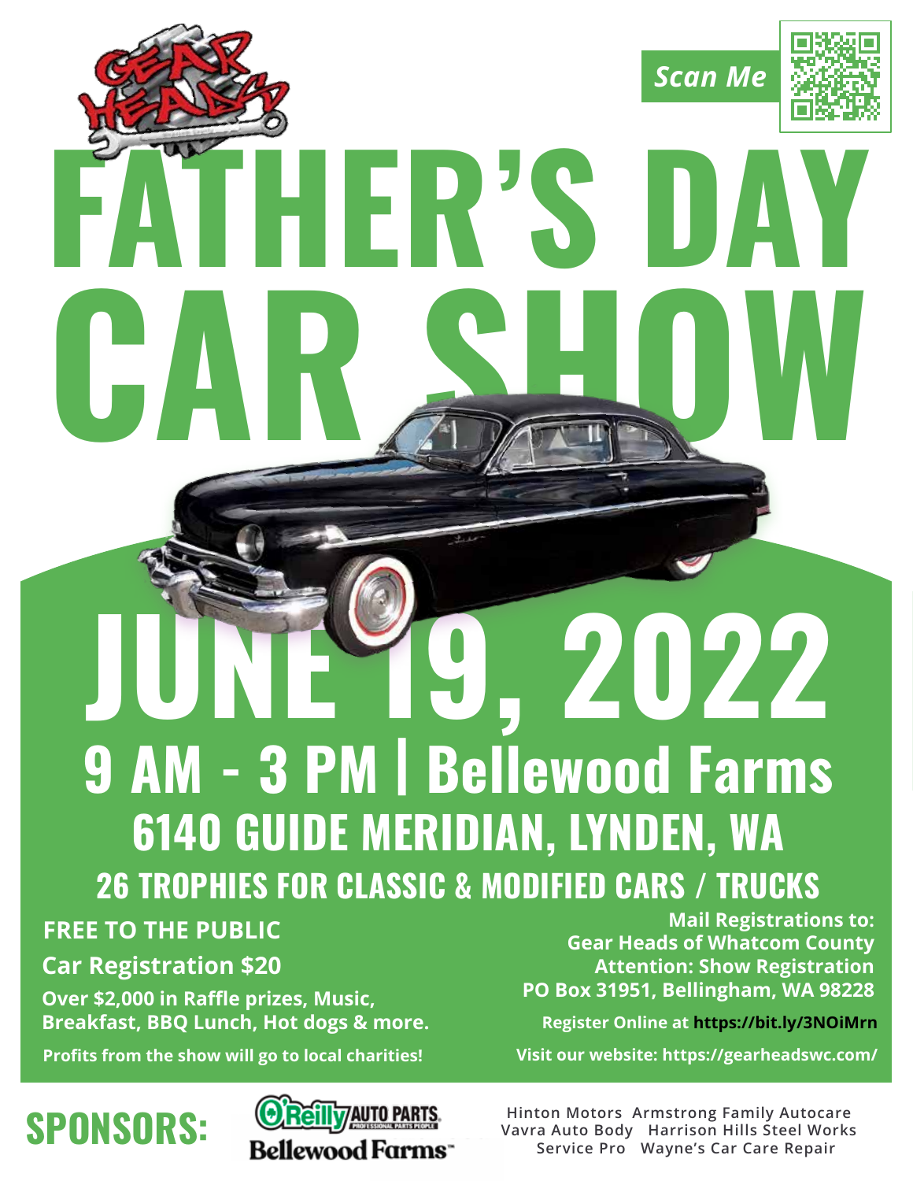Scan Me

# FATHER'S DAY CAR SHOW

# JUNE 19, 2022

## 9 AM - 3 PM | Bellewood Farms

## 6140 GUIDE MERIDIAN, LYNDEN, WA

### 26 TROPHIES FOR CLASSIC & MODIFIED CARS / TRUCKS

**FREE TO THE PUBLIC**

**Car Registration $20**

**Over $2,000 in Raffle prizes, Music, Breakfast, BBQ Lunch, Hot dogs & more.**

**Profits from the show will go to local charities!**

**Mail Registrations to:**
**Gear Heads of Whatcom County**
**Attention: Show Registration**
**PO Box 31951, Bellingham, WA 98228**

**Register Online at https://bit.ly/3NOiMrn**

**Visit our website: https://gearheadswc.com/**

## SPONSORS:

O'Reilly AUTO PARTS

Bellewood Farms

Hinton Motors Armstrong Family Autocare
Vavra Auto Body Harrison Hills Steel Works
Service Pro Wayne's Car Care Repair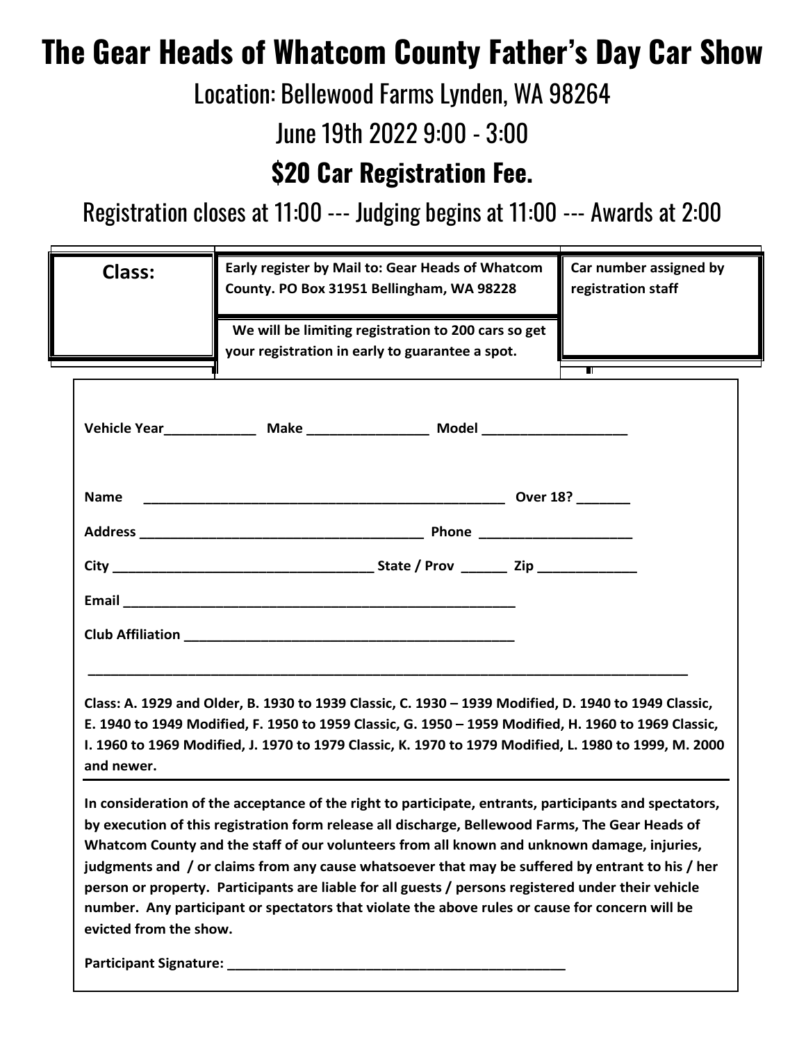# The Gear Heads of Whatcom County Father's Day Car Show

Location: Bellewood Farms Lynden, WA 98264

June 19th 2022 9:00 - 3:00

## $20 Car Registration Fee.

Registration closes at 11:00 --- Judging begins at 11:00 --- Awards at 2:00

| | | |
|---|---|---|
| **Class:** | **Early register by Mail to: Gear Heads of Whatcom County. PO Box 31951 Bellingham, WA 98228**<br><br>**We will be limiting registration to 200 cars so get your registration in early to guarantee a spot.** | **Car number assigned by registration staff** |

**Vehicle Year____________ Make ________________ Model ___________________**

**Name ________________________________________________ Over 18? _______**

**Address ______________________________________ Phone ____________________**

**City __________________________________ State / Prov ______ Zip _____________**

**Email ____________________________________________________**

**Club Affiliation ____________________________________________**

________________________________________________________________________________

**Class: A. 1929 and Older, B. 1930 to 1939 Classic, C. 1930 – 1939 Modified, D. 1940 to 1949 Classic, E. 1940 to 1949 Modified, F. 1950 to 1959 Classic, G. 1950 – 1959 Modified, H. 1960 to 1969 Classic, I. 1960 to 1969 Modified, J. 1970 to 1979 Classic, K. 1970 to 1979 Modified, L. 1980 to 1999, M. 2000 and newer.**

**In consideration of the acceptance of the right to participate, entrants, participants and spectators, by execution of this registration form release all discharge, Bellewood Farms, The Gear Heads of Whatcom County and the staff of our volunteers from all known and unknown damage, injuries, judgments and / or claims from any cause whatsoever that may be suffered by entrant to his / her person or property. Participants are liable for all guests / persons registered under their vehicle number. Any participant or spectators that violate the above rules or cause for concern will be evicted from the show.**

**Participant Signature: ______________________________________________**